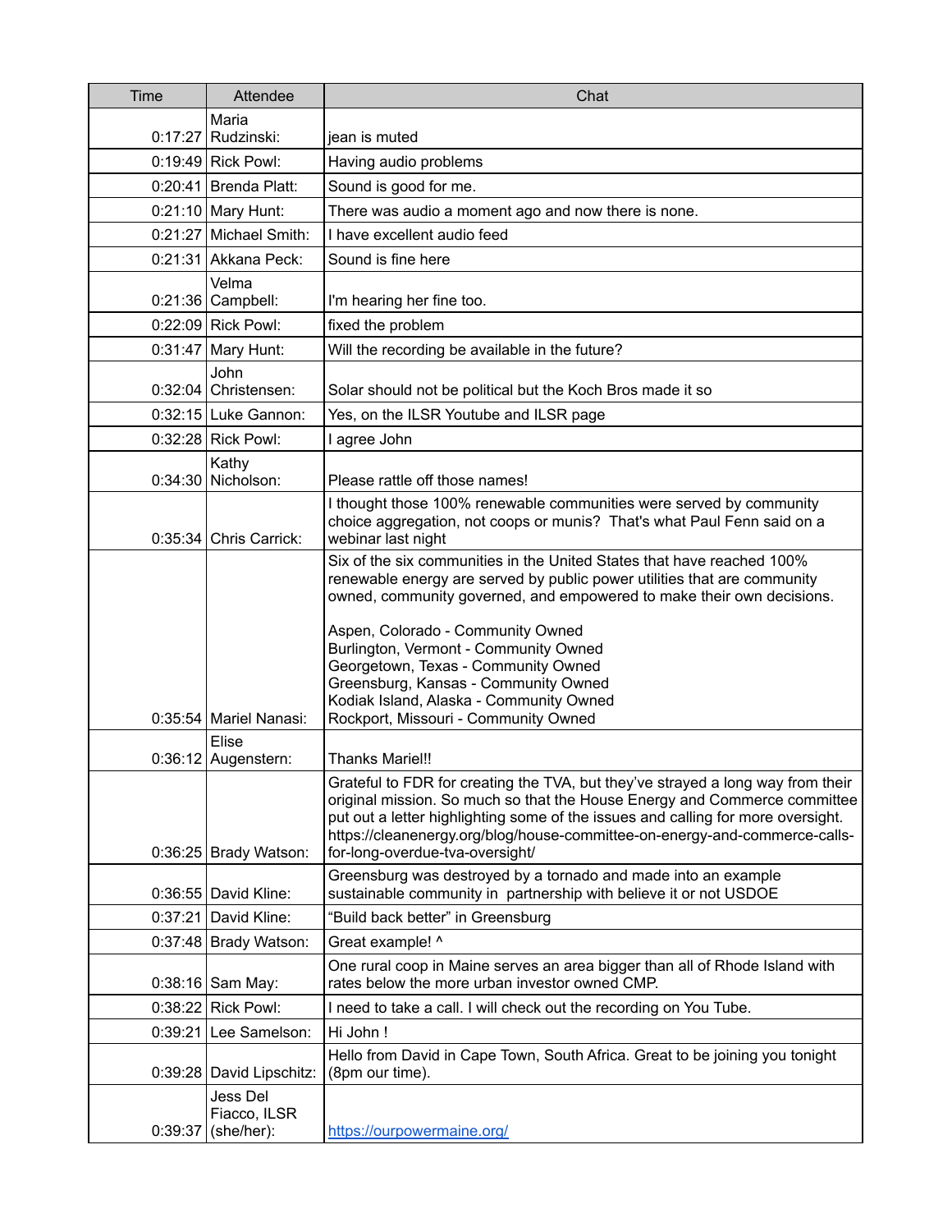| Time | Attendee | Chat |
|---|---|---|
| 0:17:27 | Maria Rudzinski: | jean is muted |
| 0:19:49 | Rick Powl: | Having audio problems |
| 0:20:41 | Brenda Platt: | Sound is good for me. |
| 0:21:10 | Mary Hunt: | There was audio a moment ago and now there is none. |
| 0:21:27 | Michael Smith: | I have excellent audio feed |
| 0:21:31 | Akkana Peck: | Sound is fine here |
| 0:21:36 | Velma Campbell: | I'm hearing her fine too. |
| 0:22:09 | Rick Powl: | fixed the problem |
| 0:31:47 | Mary Hunt: | Will the recording be available in the future? |
| 0:32:04 | John Christensen: | Solar should not be political but the Koch Bros made it so |
| 0:32:15 | Luke Gannon: | Yes, on the ILSR Youtube and ILSR page |
| 0:32:28 | Rick Powl: | I agree John |
| 0:34:30 | Kathy Nicholson: | Please rattle off those names! |
| 0:35:34 | Chris Carrick: | I thought those 100% renewable communities were served by community choice aggregation, not coops or munis? That's what Paul Fenn said on a webinar last night |
| 0:35:54 | Mariel Nanasi: | Six of the six communities in the United States that have reached 100% renewable energy are served by public power utilities that are community owned, community governed, and empowered to make their own decisions.<br><br>Aspen, Colorado - Community Owned<br>Burlington, Vermont - Community Owned<br>Georgetown, Texas - Community Owned<br>Greensburg, Kansas - Community Owned<br>Kodiak Island, Alaska - Community Owned<br>Rockport, Missouri - Community Owned |
| 0:36:12 | Elise Augenstern: | Thanks Mariel!! |
| 0:36:25 | Brady Watson: | Grateful to FDR for creating the TVA, but they've strayed a long way from their original mission. So much so that the House Energy and Commerce committee put out a letter highlighting some of the issues and calling for more oversight. https://cleanenergy.org/blog/house-committee-on-energy-and-commerce-calls-for-long-overdue-tva-oversight/ |
| 0:36:55 | David Kline: | Greensburg was destroyed by a tornado and made into an example sustainable community in partnership with believe it or not USDOE |
| 0:37:21 | David Kline: | "Build back better" in Greensburg |
| 0:37:48 | Brady Watson: | Great example! ^ |
| 0:38:16 | Sam May: | One rural coop in Maine serves an area bigger than all of Rhode Island with rates below the more urban investor owned CMP. |
| 0:38:22 | Rick Powl: | I need to take a call. I will check out the recording on You Tube. |
| 0:39:21 | Lee Samelson: | Hi John ! |
| 0:39:28 | David Lipschitz: | Hello from David in Cape Town, South Africa. Great to be joining you tonight (8pm our time). |
| 0:39:37 | Jess Del Fiacco, ILSR (she/her): | https://ourpowermaine.org/ |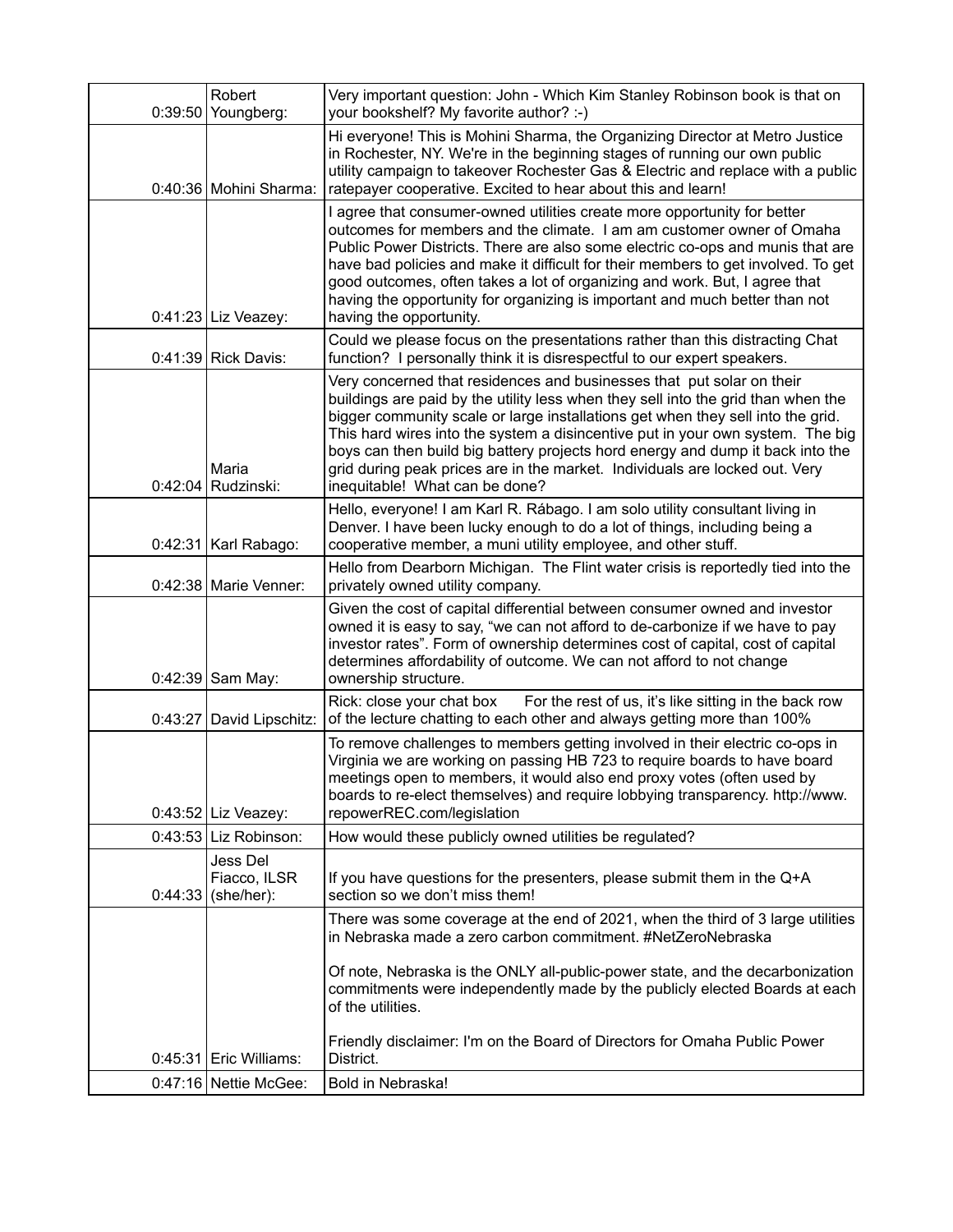| | | |
|---|---|---|
| 0:39:50 | Robert Youngberg: | Very important question: John - Which Kim Stanley Robinson book is that on your bookshelf? My favorite author? :-) |
| 0:40:36 | Mohini Sharma: | Hi everyone! This is Mohini Sharma, the Organizing Director at Metro Justice in Rochester, NY. We're in the beginning stages of running our own public utility campaign to takeover Rochester Gas & Electric and replace with a public ratepayer cooperative. Excited to hear about this and learn! |
| 0:41:23 | Liz Veazey: | I agree that consumer-owned utilities create more opportunity for better outcomes for members and the climate. I am am customer owner of Omaha Public Power Districts. There are also some electric co-ops and munis that are have bad policies and make it difficult for their members to get involved. To get good outcomes, often takes a lot of organizing and work. But, I agree that having the opportunity for organizing is important and much better than not having the opportunity. |
| 0:41:39 | Rick Davis: | Could we please focus on the presentations rather than this distracting Chat function? I personally think it is disrespectful to our expert speakers. |
| 0:42:04 | Maria Rudzinski: | Very concerned that residences and businesses that put solar on their buildings are paid by the utility less when they sell into the grid than when the bigger community scale or large installations get when they sell into the grid. This hard wires into the system a disincentive put in your own system. The big boys can then build big battery projects hord energy and dump it back into the grid during peak prices are in the market. Individuals are locked out. Very inequitable! What can be done? |
| 0:42:31 | Karl Rabago: | Hello, everyone! I am Karl R. Rábago. I am solo utility consultant living in Denver. I have been lucky enough to do a lot of things, including being a cooperative member, a muni utility employee, and other stuff. |
| 0:42:38 | Marie Venner: | Hello from Dearborn Michigan. The Flint water crisis is reportedly tied into the privately owned utility company. |
| 0:42:39 | Sam May: | Given the cost of capital differential between consumer owned and investor owned it is easy to say, “we can not afford to de-carbonize if we have to pay investor rates”. Form of ownership determines cost of capital, cost of capital determines affordability of outcome. We can not afford to not change ownership structure. |
| 0:43:27 | David Lipschitz: | Rick: close your chat box For the rest of us, it’s like sitting in the back row of the lecture chatting to each other and always getting more than 100% |
| 0:43:52 | Liz Veazey: | To remove challenges to members getting involved in their electric co-ops in Virginia we are working on passing HB 723 to require boards to have board meetings open to members, it would also end proxy votes (often used by boards to re-elect themselves) and require lobbying transparency. http://www.repowerREC.com/legislation |
| 0:43:53 | Liz Robinson: | How would these publicly owned utilities be regulated? |
| 0:44:33 | Jess Del Fiacco, ILSR (she/her): | If you have questions for the presenters, please submit them in the Q+A section so we don’t miss them! |
| 0:45:31 | Eric Williams: | There was some coverage at the end of 2021, when the third of 3 large utilities in Nebraska made a zero carbon commitment. #NetZeroNebraska<br><br>Of note, Nebraska is the ONLY all-public-power state, and the decarbonization commitments were independently made by the publicly elected Boards at each of the utilities.<br><br>Friendly disclaimer: I'm on the Board of Directors for Omaha Public Power District. |
| 0:47:16 | Nettie McGee: | Bold in Nebraska! |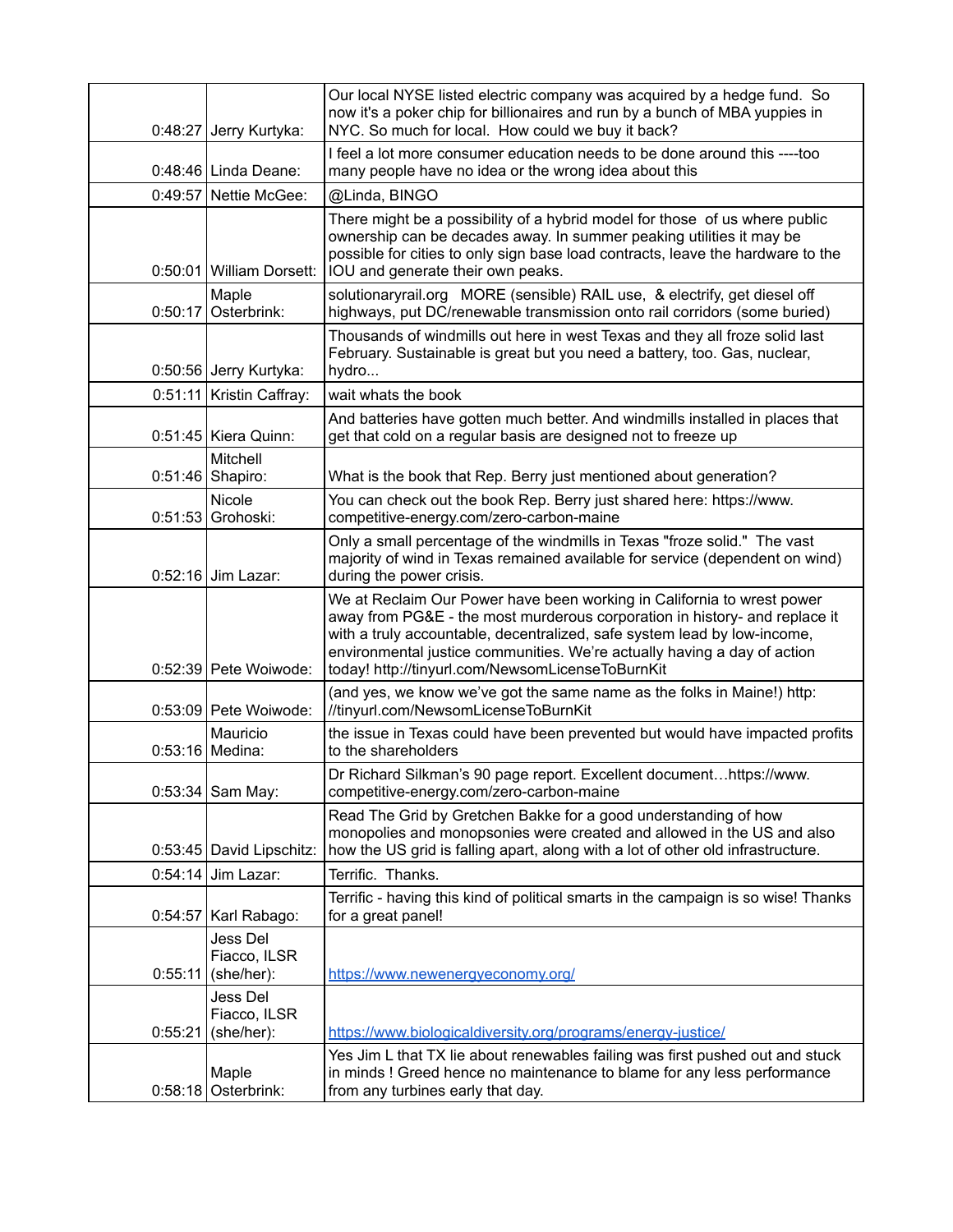| | | |
|---|---|---|
| 0:48:27 | Jerry Kurtyka: | Our local NYSE listed electric company was acquired by a hedge fund. So now it's a poker chip for billionaires and run by a bunch of MBA yuppies in NYC. So much for local. How could we buy it back? |
| 0:48:46 | Linda Deane: | I feel a lot more consumer education needs to be done around this ----too many people have no idea or the wrong idea about this |
| 0:49:57 | Nettie McGee: | @Linda, BINGO |
| 0:50:01 | William Dorsett: | There might be a possibility of a hybrid model for those of us where public ownership can be decades away. In summer peaking utilities it may be possible for cities to only sign base load contracts, leave the hardware to the IOU and generate their own peaks. |
| 0:50:17 | Maple Osterbrink: | solutionaryrail.org MORE (sensible) RAIL use, & electrify, get diesel off highways, put DC/renewable transmission onto rail corridors (some buried) |
| 0:50:56 | Jerry Kurtyka: | Thousands of windmills out here in west Texas and they all froze solid last February. Sustainable is great but you need a battery, too. Gas, nuclear, hydro... |
| 0:51:11 | Kristin Caffray: | wait whats the book |
| 0:51:45 | Kiera Quinn: | And batteries have gotten much better. And windmills installed in places that get that cold on a regular basis are designed not to freeze up |
| 0:51:46 | Mitchell Shapiro: | What is the book that Rep. Berry just mentioned about generation? |
| 0:51:53 | Nicole Grohoski: | You can check out the book Rep. Berry just shared here: https://www.competitive-energy.com/zero-carbon-maine |
| 0:52:16 | Jim Lazar: | Only a small percentage of the windmills in Texas "froze solid." The vast majority of wind in Texas remained available for service (dependent on wind) during the power crisis. |
| 0:52:39 | Pete Woiwode: | We at Reclaim Our Power have been working in California to wrest power away from PG&E - the most murderous corporation in history- and replace it with a truly accountable, decentralized, safe system lead by low-income, environmental justice communities. We're actually having a day of action today! http://tinyurl.com/NewsomLicenseToBurnKit |
| 0:53:09 | Pete Woiwode: | (and yes, we know we've got the same name as the folks in Maine!) http://tinyurl.com/NewsomLicenseToBurnKit |
| 0:53:16 | Mauricio Medina: | the issue in Texas could have been prevented but would have impacted profits to the shareholders |
| 0:53:34 | Sam May: | Dr Richard Silkman's 90 page report. Excellent document…https://www.competitive-energy.com/zero-carbon-maine |
| 0:53:45 | David Lipschitz: | Read The Grid by Gretchen Bakke for a good understanding of how monopolies and monopsonies were created and allowed in the US and also how the US grid is falling apart, along with a lot of other old infrastructure. |
| 0:54:14 | Jim Lazar: | Terrific. Thanks. |
| 0:54:57 | Karl Rabago: | Terrific - having this kind of political smarts in the campaign is so wise! Thanks for a great panel! |
| 0:55:11 | Jess Del Fiacco, ILSR (she/her): | https://www.newenergyeconomy.org/ |
| 0:55:21 | Jess Del Fiacco, ILSR (she/her): | https://www.biologicaldiversity.org/programs/energy-justice/ |
| 0:58:18 | Maple Osterbrink: | Yes Jim L that TX lie about renewables failing was first pushed out and stuck in minds ! Greed hence no maintenance to blame for any less performance from any turbines early that day. |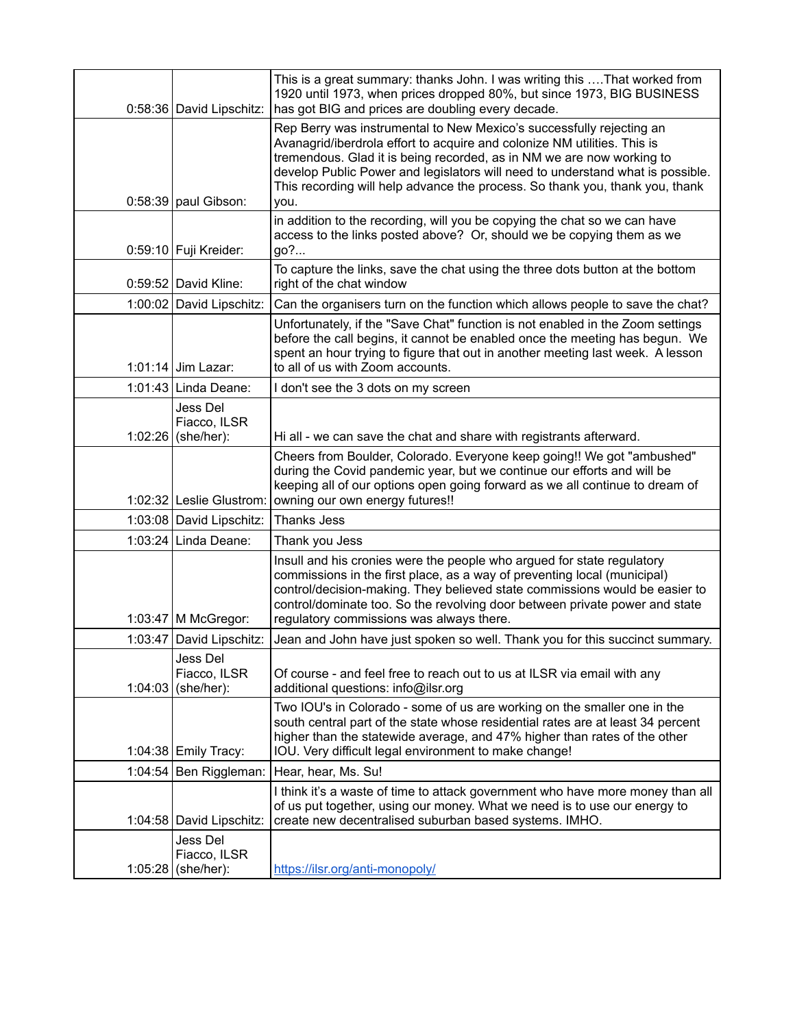| | | |
|---|---|---|
| 0:58:36 | David Lipschitz: | This is a great summary: thanks John. I was writing this ….That worked from 1920 until 1973, when prices dropped 80%, but since 1973, BIG BUSINESS has got BIG and prices are doubling every decade. |
| 0:58:39 | paul Gibson: | Rep Berry was instrumental to New Mexico's successfully rejecting an Avanagrid/iberdrola effort to acquire and colonize NM utilities. This is tremendous. Glad it is being recorded, as in NM we are now working to develop Public Power and legislators will need to understand what is possible. This recording will help advance the process. So thank you, thank you, thank you. |
| 0:59:10 | Fuji Kreider: | in addition to the recording, will you be copying the chat so we can have access to the links posted above? Or, should we be copying them as we go?... |
| 0:59:52 | David Kline: | To capture the links, save the chat using the three dots button at the bottom right of the chat window |
| 1:00:02 | David Lipschitz: | Can the organisers turn on the function which allows people to save the chat? |
| 1:01:14 | Jim Lazar: | Unfortunately, if the "Save Chat" function is not enabled in the Zoom settings before the call begins, it cannot be enabled once the meeting has begun. We spent an hour trying to figure that out in another meeting last week. A lesson to all of us with Zoom accounts. |
| 1:01:43 | Linda Deane: | I don't see the 3 dots on my screen |
| 1:02:26 | Jess Del Fiacco, ILSR (she/her): | Hi all - we can save the chat and share with registrants afterward. |
| 1:02:32 | Leslie Glustrom: | Cheers from Boulder, Colorado. Everyone keep going!! We got "ambushed" during the Covid pandemic year, but we continue our efforts and will be keeping all of our options open going forward as we all continue to dream of owning our own energy futures!! |
| 1:03:08 | David Lipschitz: | Thanks Jess |
| 1:03:24 | Linda Deane: | Thank you Jess |
| 1:03:47 | M McGregor: | Insull and his cronies were the people who argued for state regulatory commissions in the first place, as a way of preventing local (municipal) control/decision-making. They believed state commissions would be easier to control/dominate too. So the revolving door between private power and state regulatory commissions was always there. |
| 1:03:47 | David Lipschitz: | Jean and John have just spoken so well. Thank you for this succinct summary. |
| 1:04:03 | Jess Del Fiacco, ILSR (she/her): | Of course - and feel free to reach out to us at ILSR via email with any additional questions: info@ilsr.org |
| 1:04:38 | Emily Tracy: | Two IOU's in Colorado - some of us are working on the smaller one in the south central part of the state whose residential rates are at least 34 percent higher than the statewide average, and 47% higher than rates of the other IOU. Very difficult legal environment to make change! |
| 1:04:54 | Ben Riggleman: | Hear, hear, Ms. Su! |
| 1:04:58 | David Lipschitz: | I think it's a waste of time to attack government who have more money than all of us put together, using our money. What we need is to use our energy to create new decentralised suburban based systems. IMHO. |
| 1:05:28 | Jess Del Fiacco, ILSR (she/her): | https://ilsr.org/anti-monopoly/ |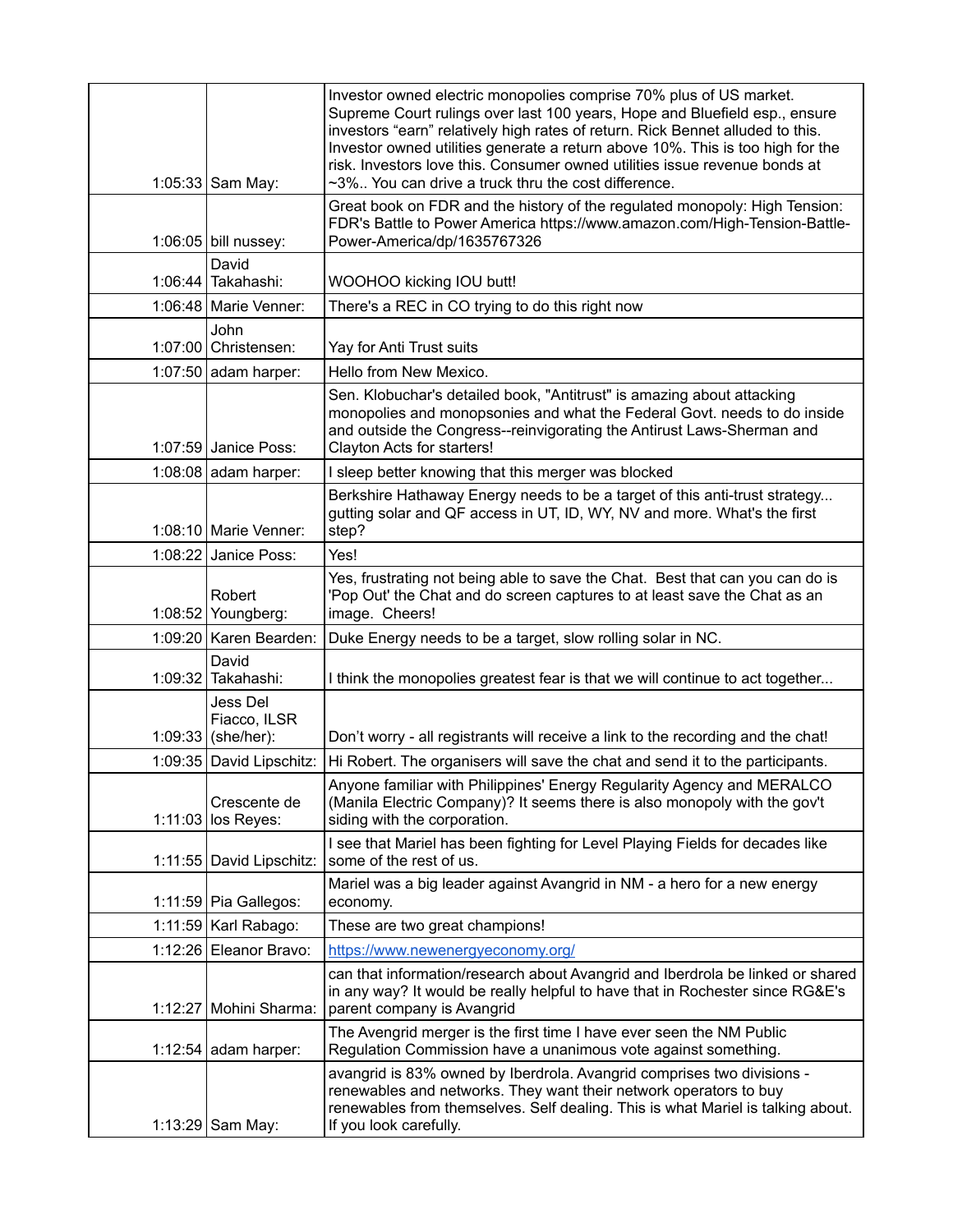| | | |
|---|---|---|
| 1:05:33 | Sam May: | Investor owned electric monopolies comprise 70% plus of US market. Supreme Court rulings over last 100 years, Hope and Bluefield esp., ensure investors "earn" relatively high rates of return. Rick Bennet alluded to this. Investor owned utilities generate a return above 10%. This is too high for the risk. Investors love this. Consumer owned utilities issue revenue bonds at ~3%.. You can drive a truck thru the cost difference. |
| 1:06:05 | bill nussey: | Great book on FDR and the history of the regulated monopoly: High Tension: FDR's Battle to Power America https://www.amazon.com/High-Tension-Battle-Power-America/dp/1635767326 |
| 1:06:44 | David Takahashi: | WOOHOO kicking IOU butt! |
| 1:06:48 | Marie Venner: | There's a REC in CO trying to do this right now |
| 1:07:00 | John Christensen: | Yay for Anti Trust suits |
| 1:07:50 | adam harper: | Hello from New Mexico. |
| 1:07:59 | Janice Poss: | Sen. Klobuchar's detailed book, "Antitrust" is amazing about attacking monopolies and monopsonies and what the Federal Govt. needs to do inside and outside the Congress--reinvigorating the Antirust Laws-Sherman and Clayton Acts for starters! |
| 1:08:08 | adam harper: | I sleep better knowing that this merger was blocked |
| 1:08:10 | Marie Venner: | Berkshire Hathaway Energy needs to be a target of this anti-trust strategy... gutting solar and QF access in UT, ID, WY, NV and more. What's the first step? |
| 1:08:22 | Janice Poss: | Yes! |
| 1:08:52 | Robert Youngberg: | Yes, frustrating not being able to save the Chat. Best that can you can do is 'Pop Out' the Chat and do screen captures to at least save the Chat as an image. Cheers! |
| 1:09:20 | Karen Bearden: | Duke Energy needs to be a target, slow rolling solar in NC. |
| 1:09:32 | David Takahashi: | I think the monopolies greatest fear is that we will continue to act together... |
| 1:09:33 | Jess Del Fiacco, ILSR (she/her): | Don't worry - all registrants will receive a link to the recording and the chat! |
| 1:09:35 | David Lipschitz: | Hi Robert. The organisers will save the chat and send it to the participants. |
| 1:11:03 | Crescente de los Reyes: | Anyone familiar with Philippines' Energy Regularity Agency and MERALCO (Manila Electric Company)? It seems there is also monopoly with the gov't siding with the corporation. |
| 1:11:55 | David Lipschitz: | I see that Mariel has been fighting for Level Playing Fields for decades like some of the rest of us. |
| 1:11:59 | Pia Gallegos: | Mariel was a big leader against Avangrid in NM - a hero for a new energy economy. |
| 1:11:59 | Karl Rabago: | These are two great champions! |
| 1:12:26 | Eleanor Bravo: | https://www.newenergyeconomy.org/ |
| 1:12:27 | Mohini Sharma: | can that information/research about Avangrid and Iberdrola be linked or shared in any way? It would be really helpful to have that in Rochester since RG&E's parent company is Avangrid |
| 1:12:54 | adam harper: | The Avengrid merger is the first time I have ever seen the NM Public Regulation Commission have a unanimous vote against something. |
| 1:13:29 | Sam May: | avangrid is 83% owned by Iberdrola. Avangrid comprises two divisions - renewables and networks. They want their network operators to buy renewables from themselves. Self dealing. This is what Mariel is talking about. If you look carefully. |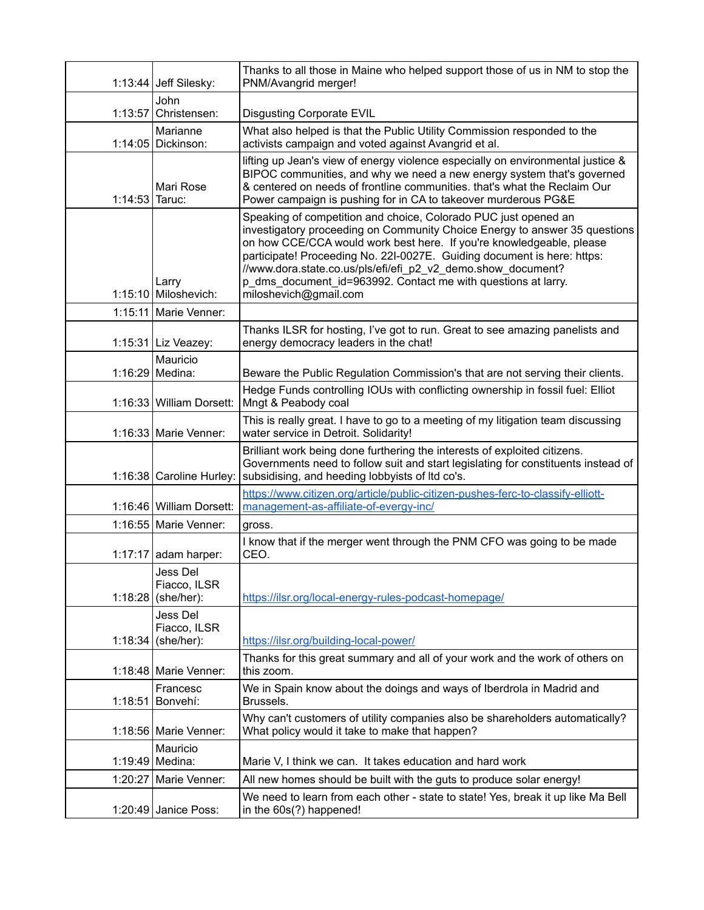| | | |
|---|---|---|
| 1:13:44 | Jeff Silesky: | Thanks to all those in Maine who helped support those of us in NM to stop the PNM/Avangrid merger! |
| 1:13:57 | John Christensen: | Disgusting Corporate EVIL |
| 1:14:05 | Marianne Dickinson: | What also helped is that the Public Utility Commission responded to the activists campaign and voted against Avangrid et al. |
| 1:14:53 | Mari Rose Taruc: | lifting up Jean's view of energy violence especially on environmental justice & BIPOC communities, and why we need a new energy system that's governed & centered on needs of frontline communities. that's what the Reclaim Our Power campaign is pushing for in CA to takeover murderous PG&E |
| 1:15:10 | Larry Miloshevich: | Speaking of competition and choice, Colorado PUC just opened an investigatory proceeding on Community Choice Energy to answer 35 questions on how CCE/CCA would work best here. If you're knowledgeable, please participate! Proceeding No. 22I-0027E. Guiding document is here: https://www.dora.state.co.us/pls/efi/efi_p2_v2_demo.show_document?p_dms_document_id=963992. Contact me with questions at larry.miloshevich@gmail.com |
| 1:15:11 | Marie Venner: | |
| 1:15:31 | Liz Veazey: | Thanks ILSR for hosting, I've got to run. Great to see amazing panelists and energy democracy leaders in the chat! |
| 1:16:29 | Mauricio Medina: | Beware the Public Regulation Commission's that are not serving their clients. |
| 1:16:33 | William Dorsett: | Hedge Funds controlling IOUs with conflicting ownership in fossil fuel: Elliot Mngt & Peabody coal |
| 1:16:33 | Marie Venner: | This is really great. I have to go to a meeting of my litigation team discussing water service in Detroit. Solidarity! |
| 1:16:38 | Caroline Hurley: | Brilliant work being done furthering the interests of exploited citizens. Governments need to follow suit and start legislating for constituents instead of subsidising, and heeding lobbyists of ltd co's. |
| 1:16:46 | William Dorsett: | https://www.citizen.org/article/public-citizen-pushes-ferc-to-classify-elliott-management-as-affiliate-of-evergy-inc/ |
| 1:16:55 | Marie Venner: | gross. |
| 1:17:17 | adam harper: | I know that if the merger went through the PNM CFO was going to be made CEO. |
| 1:18:28 | Jess Del Fiacco, ILSR (she/her): | https://ilsr.org/local-energy-rules-podcast-homepage/ |
| 1:18:34 | Jess Del Fiacco, ILSR (she/her): | https://ilsr.org/building-local-power/ |
| 1:18:48 | Marie Venner: | Thanks for this great summary and all of your work and the work of others on this zoom. |
| 1:18:51 | Francesc Bonvehí: | We in Spain know about the doings and ways of Iberdrola in Madrid and Brussels. |
| 1:18:56 | Marie Venner: | Why can't customers of utility companies also be shareholders automatically? What policy would it take to make that happen? |
| 1:19:49 | Mauricio Medina: | Marie V, I think we can. It takes education and hard work |
| 1:20:27 | Marie Venner: | All new homes should be built with the guts to produce solar energy! |
| 1:20:49 | Janice Poss: | We need to learn from each other - state to state! Yes, break it up like Ma Bell in the 60s(?) happened! |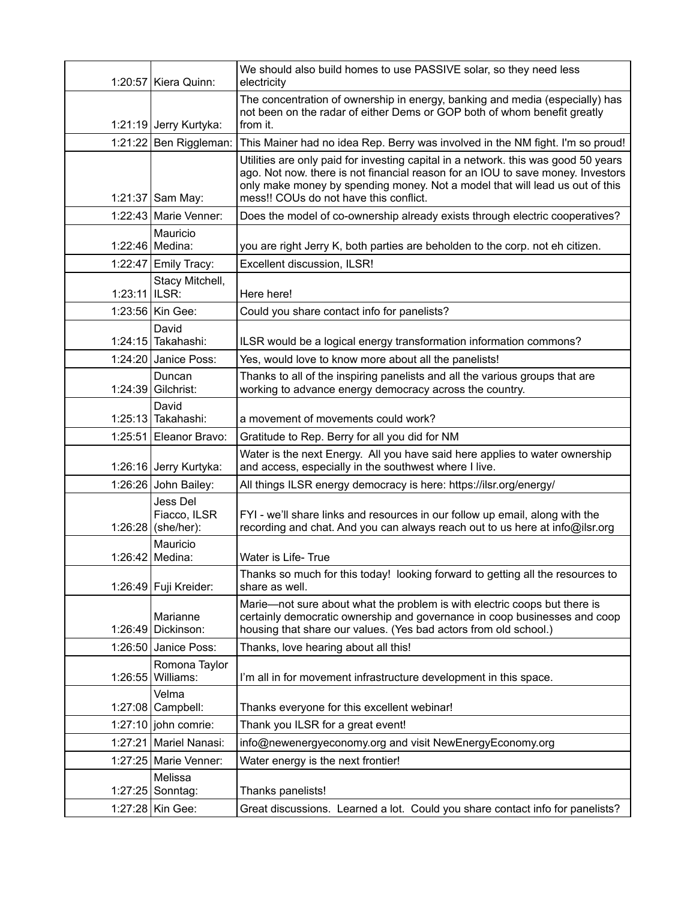| | | |
|---|---|---|
| 1:20:57 | Kiera Quinn: | We should also build homes to use PASSIVE solar, so they need less electricity |
| 1:21:19 | Jerry Kurtyka: | The concentration of ownership in energy, banking and media (especially) has not been on the radar of either Dems or GOP both of whom benefit greatly from it. |
| 1:21:22 | Ben Riggleman: | This Mainer had no idea Rep. Berry was involved in the NM fight. I'm so proud! |
| 1:21:37 | Sam May: | Utilities are only paid for investing capital in a network. this was good 50 years ago. Not now. there is not financial reason for an IOU to save money. Investors only make money by spending money. Not a model that will lead us out of this mess!! COUs do not have this conflict. |
| 1:22:43 | Marie Venner: | Does the model of co-ownership already exists through electric cooperatives? |
| 1:22:46 | Mauricio Medina: | you are right Jerry K, both parties are beholden to the corp. not eh citizen. |
| 1:22:47 | Emily Tracy: | Excellent discussion, ILSR! |
| 1:23:11 | Stacy Mitchell, ILSR: | Here here! |
| 1:23:56 | Kin Gee: | Could you share contact info for panelists? |
| 1:24:15 | David Takahashi: | ILSR would be a logical energy transformation information commons? |
| 1:24:20 | Janice Poss: | Yes, would love to know more about all the panelists! |
| 1:24:39 | Duncan Gilchrist: | Thanks to all of the inspiring panelists and all the various groups that are working to advance energy democracy across the country. |
| 1:25:13 | David Takahashi: | a movement of movements could work? |
| 1:25:51 | Eleanor Bravo: | Gratitude to Rep. Berry for all you did for NM |
| 1:26:16 | Jerry Kurtyka: | Water is the next Energy. All you have said here applies to water ownership and access, especially in the southwest where I live. |
| 1:26:26 | John Bailey: | All things ILSR energy democracy is here: https://ilsr.org/energy/ |
| 1:26:28 | Jess Del Fiacco, ILSR (she/her): | FYI - we'll share links and resources in our follow up email, along with the recording and chat. And you can always reach out to us here at info@ilsr.org |
| 1:26:42 | Mauricio Medina: | Water is Life- True |
| 1:26:49 | Fuji Kreider: | Thanks so much for this today! looking forward to getting all the resources to share as well. |
| 1:26:49 | Marianne Dickinson: | Marie—not sure about what the problem is with electric coops but there is certainly democratic ownership and governance in coop businesses and coop housing that share our values. (Yes bad actors from old school.) |
| 1:26:50 | Janice Poss: | Thanks, love hearing about all this! |
| 1:26:55 | Romona Taylor Williams: | I'm all in for movement infrastructure development in this space. |
| 1:27:08 | Velma Campbell: | Thanks everyone for this excellent webinar! |
| 1:27:10 | john comrie: | Thank you ILSR for a great event! |
| 1:27:21 | Mariel Nanasi: | info@newenergyeconomy.org and visit NewEnergyEconomy.org |
| 1:27:25 | Marie Venner: | Water energy is the next frontier! |
| 1:27:25 | Melissa Sonntag: | Thanks panelists! |
| 1:27:28 | Kin Gee: | Great discussions. Learned a lot. Could you share contact info for panelists? |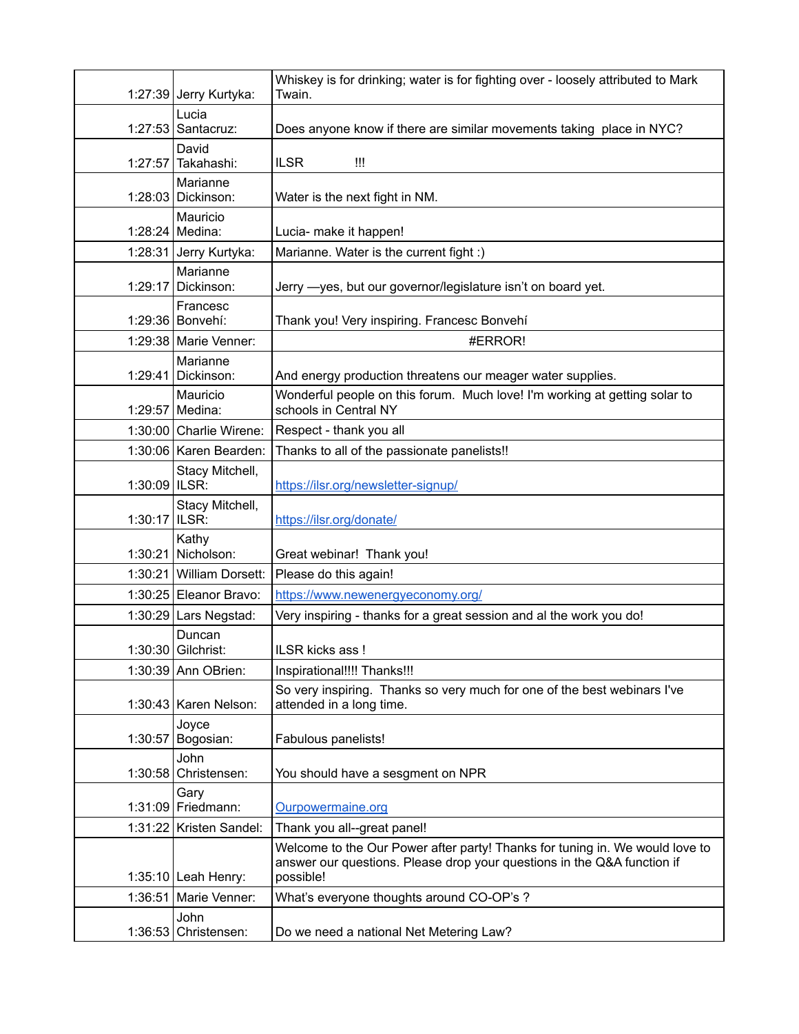| | | |
|---|---|---|
| 1:27:39 | Jerry Kurtyka: | Whiskey is for drinking; water is for fighting over - loosely attributed to Mark Twain. |
| 1:27:53 | Lucia Santacruz: | Does anyone know if there are similar movements taking  place in NYC? |
| 1:27:57 | David Takahashi: | ILSR !!! |
| 1:28:03 | Marianne Dickinson: | Water is the next fight in NM. |
| 1:28:24 | Mauricio Medina: | Lucia- make it happen! |
| 1:28:31 | Jerry Kurtyka: | Marianne. Water is the current fight :) |
| 1:29:17 | Marianne Dickinson: | Jerry —yes, but our governor/legislature isn't on board yet. |
| 1:29:36 | Francesc Bonvehí: | Thank you! Very inspiring. Francesc Bonvehí |
| 1:29:38 | Marie Venner: | #ERROR! |
| 1:29:41 | Marianne Dickinson: | And energy production threatens our meager water supplies. |
| 1:29:57 | Mauricio Medina: | Wonderful people on this forum.  Much love! I'm working at getting solar to schools in Central NY |
| 1:30:00 | Charlie Wirene: | Respect - thank you all |
| 1:30:06 | Karen Bearden: | Thanks to all of the passionate panelists!! |
| 1:30:09 | Stacy Mitchell, ILSR: | https://ilsr.org/newsletter-signup/ |
| 1:30:17 | Stacy Mitchell, ILSR: | https://ilsr.org/donate/ |
| 1:30:21 | Kathy Nicholson: | Great webinar!  Thank you! |
| 1:30:21 | William Dorsett: | Please do this again! |
| 1:30:25 | Eleanor Bravo: | https://www.newenergyeconomy.org/ |
| 1:30:29 | Lars Negstad: | Very inspiring - thanks for a great session and al the work you do! |
| 1:30:30 | Duncan Gilchrist: | ILSR kicks ass ! |
| 1:30:39 | Ann OBrien: | Inspirational!!!! Thanks!!! |
| 1:30:43 | Karen Nelson: | So very inspiring.  Thanks so very much for one of the best webinars I've attended in a long time. |
| 1:30:57 | Joyce Bogosian: | Fabulous panelists! |
| 1:30:58 | John Christensen: | You should have a sesgment on NPR |
| 1:31:09 | Gary Friedmann: | Ourpowermaine.org |
| 1:31:22 | Kristen Sandel: | Thank you all--great panel! |
| 1:35:10 | Leah Henry: | Welcome to the Our Power after party! Thanks for tuning in. We would love to answer our questions. Please drop your questions in the Q&A function if possible! |
| 1:36:51 | Marie Venner: | What's everyone thoughts around CO-OP's ? |
| 1:36:53 | John Christensen: | Do we need a national Net Metering Law? |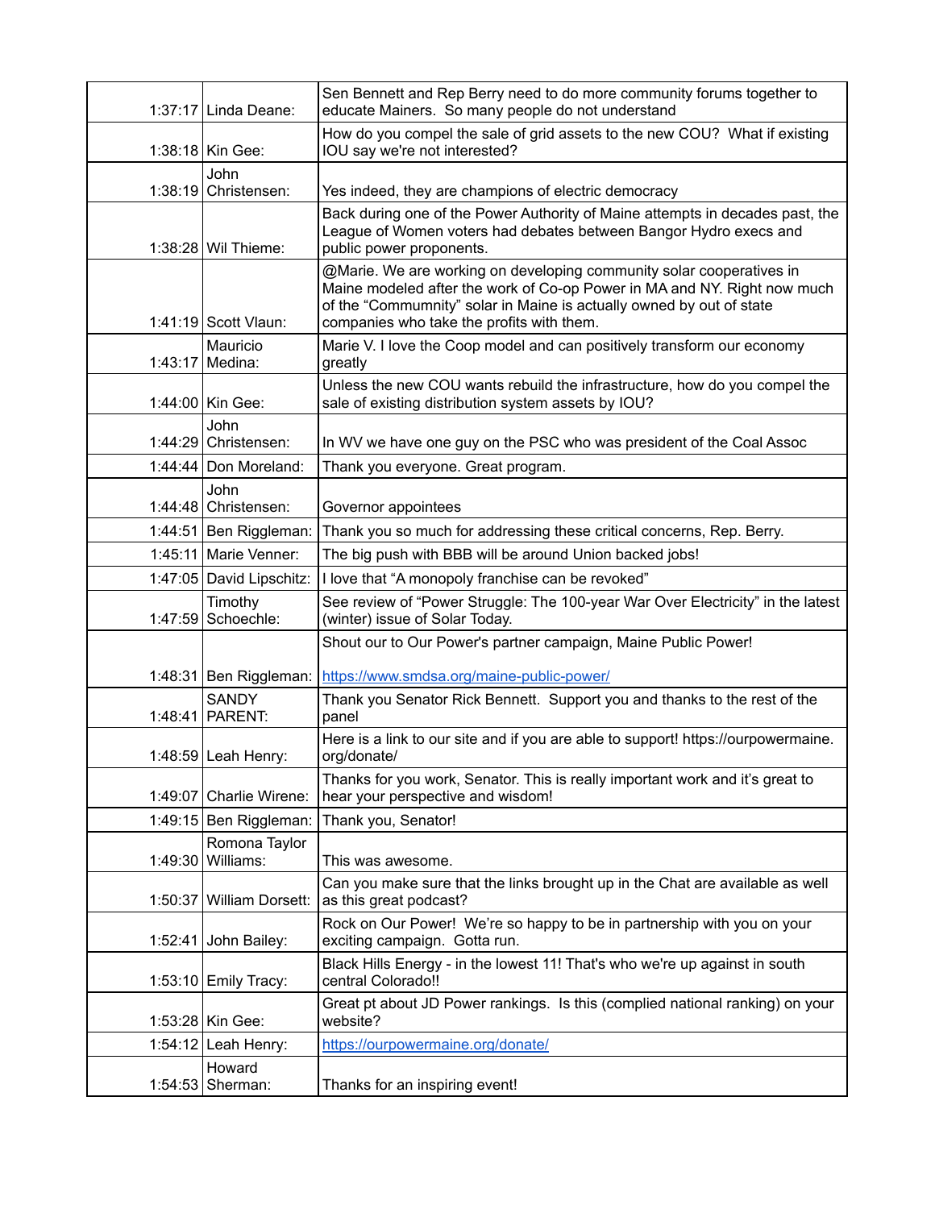| | | |
|---|---|---|
| 1:37:17 | Linda Deane: | Sen Bennett and Rep Berry need to do more community forums together to educate Mainers. So many people do not understand |
| 1:38:18 | Kin Gee: | How do you compel the sale of grid assets to the new COU? What if existing IOU say we're not interested? |
| 1:38:19 | John Christensen: | Yes indeed, they are champions of electric democracy |
| 1:38:28 | Wil Thieme: | Back during one of the Power Authority of Maine attempts in decades past, the League of Women voters had debates between Bangor Hydro execs and public power proponents. |
| 1:41:19 | Scott Vlaun: | @Marie. We are working on developing community solar cooperatives in Maine modeled after the work of Co-op Power in MA and NY. Right now much of the "Commmunity" solar in Maine is actually owned by out of state companies who take the profits with them. |
| 1:43:17 | Mauricio Medina: | Marie V. I love the Coop model and can positively transform our economy greatly |
| 1:44:00 | Kin Gee: | Unless the new COU wants rebuild the infrastructure, how do you compel the sale of existing distribution system assets by IOU? |
| 1:44:29 | John Christensen: | In WV we have one guy on the PSC who was president of the Coal Assoc |
| 1:44:44 | Don Moreland: | Thank you everyone. Great program. |
| 1:44:48 | John Christensen: | Governor appointees |
| 1:44:51 | Ben Riggleman: | Thank you so much for addressing these critical concerns, Rep. Berry. |
| 1:45:11 | Marie Venner: | The big push with BBB will be around Union backed jobs! |
| 1:47:05 | David Lipschitz: | I love that "A monopoly franchise can be revoked" |
| 1:47:59 | Timothy Schoechle: | See review of "Power Struggle: The 100-year War Over Electricity" in the latest (winter) issue of Solar Today. |
| 1:48:31 | Ben Riggleman: | Shout our to Our Power's partner campaign, Maine Public Power! https://www.smdsa.org/maine-public-power/ |
| 1:48:41 | SANDY PARENT: | Thank you Senator Rick Bennett. Support you and thanks to the rest of the panel |
| 1:48:59 | Leah Henry: | Here is a link to our site and if you are able to support! https://ourpowermaine.org/donate/ |
| 1:49:07 | Charlie Wirene: | Thanks for you work, Senator. This is really important work and it's great to hear your perspective and wisdom! |
| 1:49:15 | Ben Riggleman: | Thank you, Senator! |
| 1:49:30 | Romona Taylor Williams: | This was awesome. |
| 1:50:37 | William Dorsett: | Can you make sure that the links brought up in the Chat are available as well as this great podcast? |
| 1:52:41 | John Bailey: | Rock on Our Power! We're so happy to be in partnership with you on your exciting campaign. Gotta run. |
| 1:53:10 | Emily Tracy: | Black Hills Energy - in the lowest 11! That's who we're up against in south central Colorado!! |
| 1:53:28 | Kin Gee: | Great pt about JD Power rankings. Is this (complied national ranking) on your website? |
| 1:54:12 | Leah Henry: | https://ourpowermaine.org/donate/ |
| 1:54:53 | Howard Sherman: | Thanks for an inspiring event! |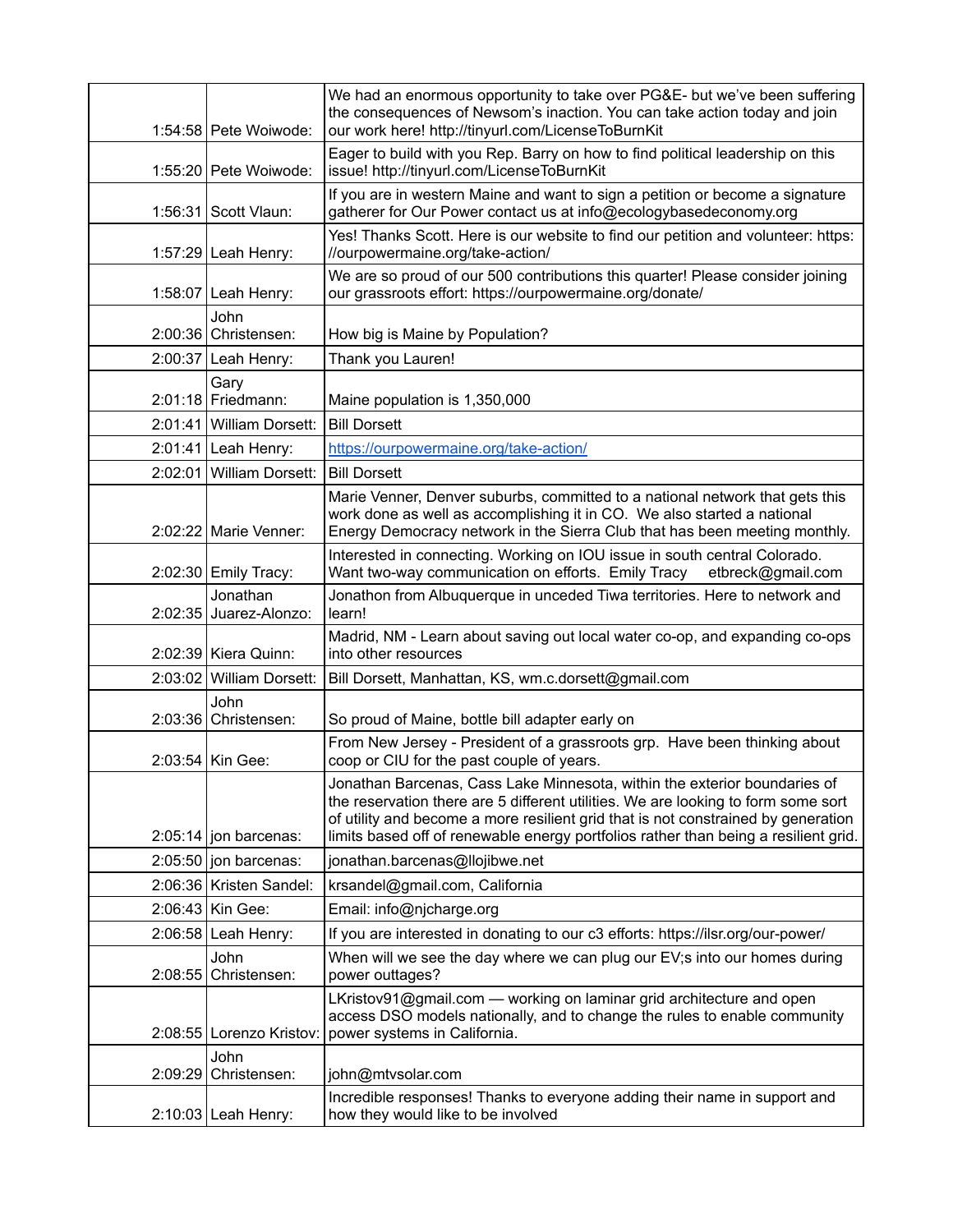| | | |
|---|---|---|
| 1:54:58 | Pete Woiwode: | We had an enormous opportunity to take over PG&E- but we've been suffering the consequences of Newsom's inaction. You can take action today and join our work here! http://tinyurl.com/LicenseToBurnKit |
| 1:55:20 | Pete Woiwode: | Eager to build with you Rep. Barry on how to find political leadership on this issue! http://tinyurl.com/LicenseToBurnKit |
| 1:56:31 | Scott Vlaun: | If you are in western Maine and want to sign a petition or become a signature gatherer for Our Power contact us at info@ecologybasedeconomy.org |
| 1:57:29 | Leah Henry: | Yes! Thanks Scott. Here is our website to find our petition and volunteer: https: //ourpowermaine.org/take-action/ |
| 1:58:07 | Leah Henry: | We are so proud of our 500 contributions this quarter! Please consider joining our grassroots effort: https://ourpowermaine.org/donate/ |
| 2:00:36 | John Christensen: | How big is Maine by Population? |
| 2:00:37 | Leah Henry: | Thank you Lauren! |
| 2:01:18 | Gary Friedmann: | Maine population is 1,350,000 |
| 2:01:41 | William Dorsett: | Bill Dorsett |
| 2:01:41 | Leah Henry: | https://ourpowermaine.org/take-action/ |
| 2:02:01 | William Dorsett: | Bill Dorsett |
| 2:02:22 | Marie Venner: | Marie Venner, Denver suburbs, committed to a national network that gets this work done as well as accomplishing it in CO. We also started a national Energy Democracy network in the Sierra Club that has been meeting monthly. |
| 2:02:30 | Emily Tracy: | Interested in connecting. Working on IOU issue in south central Colorado. Want two-way communication on efforts. Emily Tracy etbreck@gmail.com |
| 2:02:35 | Jonathan Juarez-Alonzo: | Jonathon from Albuquerque in unceded Tiwa territories. Here to network and learn! |
| 2:02:39 | Kiera Quinn: | Madrid, NM - Learn about saving out local water co-op, and expanding co-ops into other resources |
| 2:03:02 | William Dorsett: | Bill Dorsett, Manhattan, KS, wm.c.dorsett@gmail.com |
| 2:03:36 | John Christensen: | So proud of Maine, bottle bill adapter early on |
| 2:03:54 | Kin Gee: | From New Jersey - President of a grassroots grp. Have been thinking about coop or CIU for the past couple of years. |
| 2:05:14 | jon barcenas: | Jonathan Barcenas, Cass Lake Minnesota, within the exterior boundaries of the reservation there are 5 different utilities. We are looking to form some sort of utility and become a more resilient grid that is not constrained by generation limits based off of renewable energy portfolios rather than being a resilient grid. |
| 2:05:50 | jon barcenas: | jonathan.barcenas@llojibwe.net |
| 2:06:36 | Kristen Sandel: | krsandel@gmail.com, California |
| 2:06:43 | Kin Gee: | Email: info@njcharge.org |
| 2:06:58 | Leah Henry: | If you are interested in donating to our c3 efforts: https://ilsr.org/our-power/ |
| 2:08:55 | John Christensen: | When will we see the day where we can plug our EV;s into our homes during power outtages? |
| 2:08:55 | Lorenzo Kristov: | LKristov91@gmail.com — working on laminar grid architecture and open access DSO models nationally, and to change the rules to enable community power systems in California. |
| 2:09:29 | John Christensen: | john@mtvsolar.com |
| 2:10:03 | Leah Henry: | Incredible responses! Thanks to everyone adding their name in support and how they would like to be involved |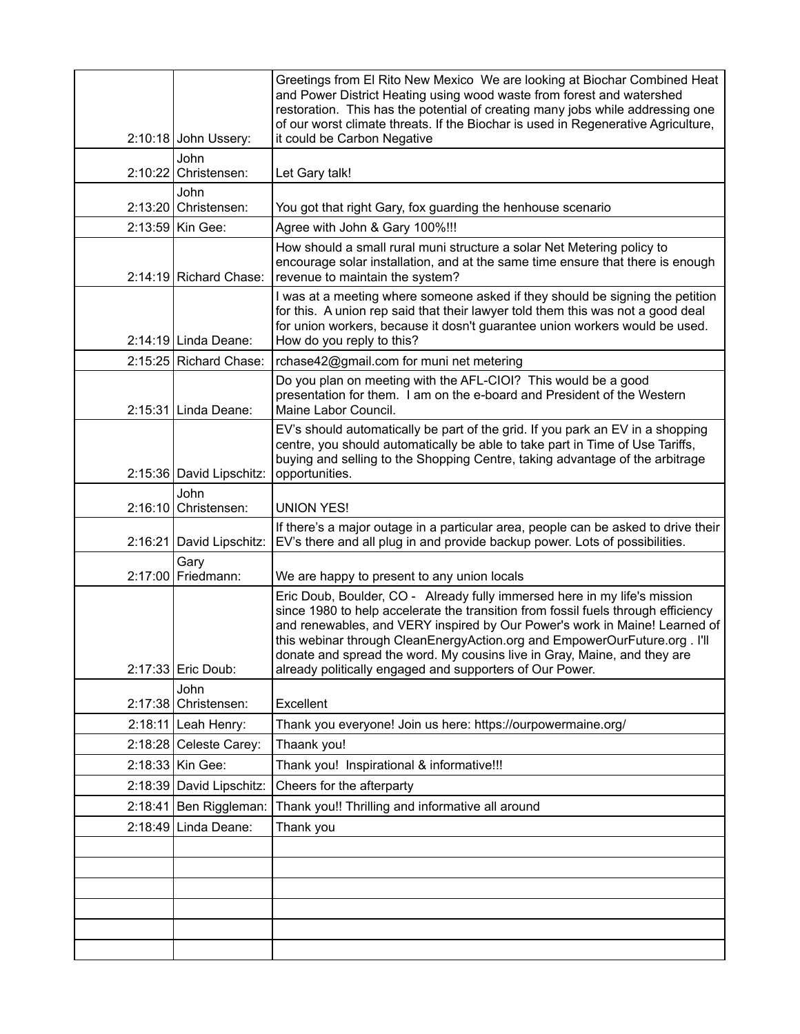| | | |
|---|---|---|
| 2:10:18 | John Ussery: | Greetings from El Rito New Mexico We are looking at Biochar Combined Heat and Power District Heating using wood waste from forest and watershed restoration. This has the potential of creating many jobs while addressing one of our worst climate threats. If the Biochar is used in Regenerative Agriculture, it could be Carbon Negative |
| 2:10:22 | John Christensen: | Let Gary talk! |
| 2:13:20 | John Christensen: | You got that right Gary, fox guarding the henhouse scenario |
| 2:13:59 | Kin Gee: | Agree with John & Gary 100%!!! |
| 2:14:19 | Richard Chase: | How should a small rural muni structure a solar Net Metering policy to encourage solar installation, and at the same time ensure that there is enough revenue to maintain the system? |
| 2:14:19 | Linda Deane: | I was at a meeting where someone asked if they should be signing the petition for this. A union rep said that their lawyer told them this was not a good deal for union workers, because it dosn't guarantee union workers would be used. How do you reply to this? |
| 2:15:25 | Richard Chase: | rchase42@gmail.com for muni net metering |
| 2:15:31 | Linda Deane: | Do you plan on meeting with the AFL-CIOI? This would be a good presentation for them. I am on the e-board and President of the Western Maine Labor Council. |
| 2:15:36 | David Lipschitz: | EV's should automatically be part of the grid. If you park an EV in a shopping centre, you should automatically be able to take part in Time of Use Tariffs, buying and selling to the Shopping Centre, taking advantage of the arbitrage opportunities. |
| 2:16:10 | John Christensen: | UNION YES! |
| 2:16:21 | David Lipschitz: | If there's a major outage in a particular area, people can be asked to drive their EV's there and all plug in and provide backup power. Lots of possibilities. |
| 2:17:00 | Gary Friedmann: | We are happy to present to any union locals |
| 2:17:33 | Eric Doub: | Eric Doub, Boulder, CO - Already fully immersed here in my life's mission since 1980 to help accelerate the transition from fossil fuels through efficiency and renewables, and VERY inspired by Our Power's work in Maine! Learned of this webinar through CleanEnergyAction.org and EmpowerOurFuture.org . I'll donate and spread the word. My cousins live in Gray, Maine, and they are already politically engaged and supporters of Our Power. |
| 2:17:38 | John Christensen: | Excellent |
| 2:18:11 | Leah Henry: | Thank you everyone! Join us here: https://ourpowermaine.org/ |
| 2:18:28 | Celeste Carey: | Thaank you! |
| 2:18:33 | Kin Gee: | Thank you! Inspirational & informative!!! |
| 2:18:39 | David Lipschitz: | Cheers for the afterparty |
| 2:18:41 | Ben Riggleman: | Thank you!! Thrilling and informative all around |
| 2:18:49 | Linda Deane: | Thank you |
| | | |
| | | |
| | | |
| | | |
| | | |
| | | |